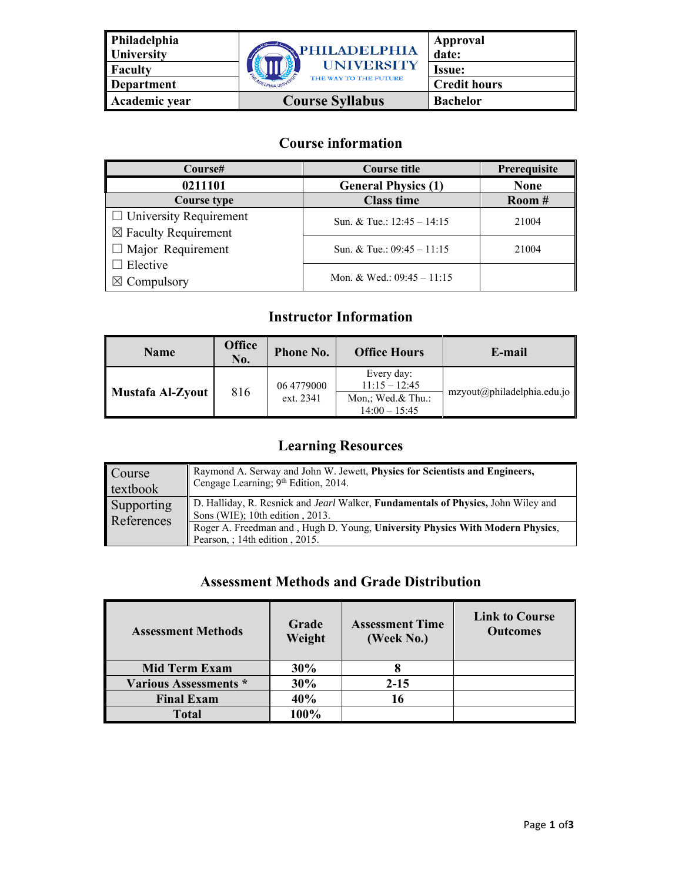| Philadelphia University | PHILADELPHIA UNIVERSITY THE WAY TO THE FUTURE | Approval date: |
|---|---|---|
| Faculty | | Issue: |
| Department | | Credit hours |
| Academic year | Course Syllabus | Bachelor |

## Course information

| Course# | Course title | Prerequisite |
|---|---|---|
| 0211101 | General Physics (1) | None |
| Course type | Class time | Room # |
| ☐ University Requirement<br>☒ Faculty Requirement<br>☐ Major Requirement<br>☐ Elective<br>☒ Compulsory | Sun. & Tue.: 12:45 – 14:15 | 21004 |
| | Sun. & Tue.: 09:45 – 11:15 | 21004 |
| | Mon. & Wed.: 09:45 – 11:15 | |

## Instructor Information

| Name | Office No. | Phone No. | Office Hours | E-mail |
|---|---|---|---|---|
| Mustafa Al-Zyout | 816 | 06 4779000 ext. 2341 | Every day: 11:15 – 12:45<br>Mon,; Wed.& Thu.: 14:00 – 15:45 | mzyout@philadelphia.edu.jo |

## Learning Resources

| | |
|---|---|
| Course textbook | Raymond A. Serway and John W. Jewett, **Physics for Scientists and Engineers,** Cengage Learning; 9th Edition, 2014. |
| Supporting References | D. Halliday, R. Resnick and *Jearl* Walker, **Fundamentals of Physics,** John Wiley and Sons (WIE); 10th edition , 2013. |
| | Roger A. Freedman and , Hugh D. Young, **University Physics With Modern Physics**, Pearson, ; 14th edition , 2015. |

## Assessment Methods and Grade Distribution

| Assessment Methods | Grade Weight | Assessment Time (Week No.) | Link to Course Outcomes |
|---|---|---|---|
| Mid Term Exam | 30% | 8 | |
| Various Assessments * | 30% | 2-15 | |
| Final Exam | 40% | 16 | |
| Total | 100% | | |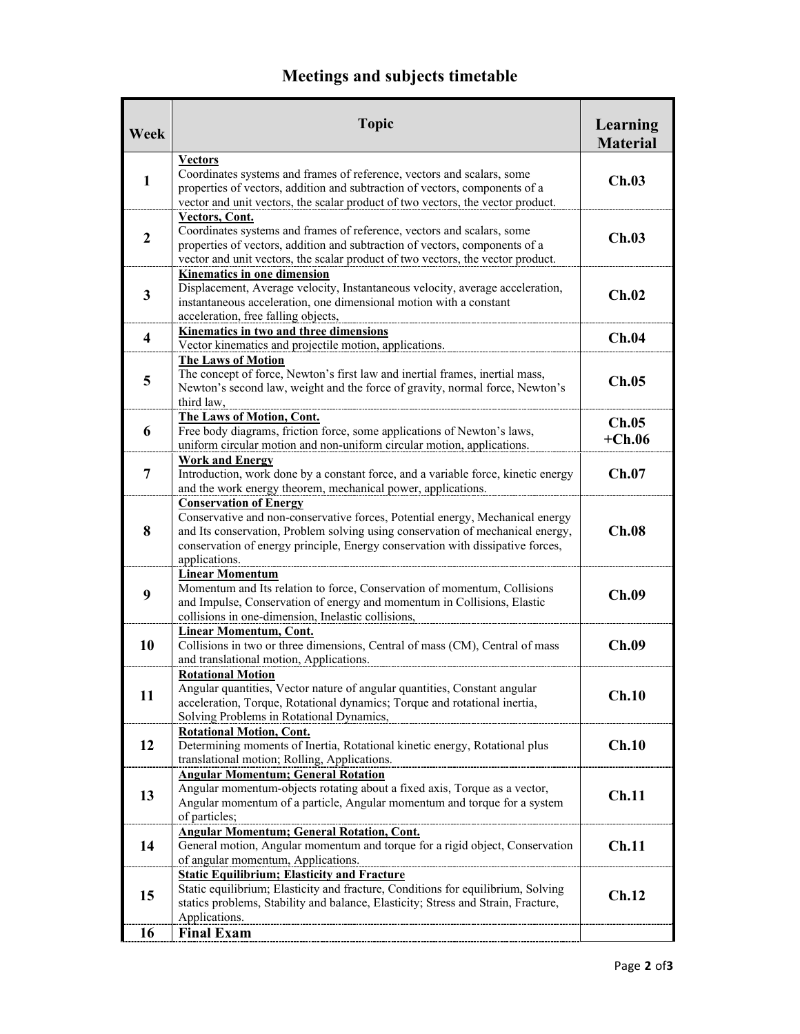# Meetings and subjects timetable

| Week | Topic | Learning Material |
|---|---|---|
| **1** | **Vectors** Coordinates systems and frames of reference, vectors and scalars, some properties of vectors, addition and subtraction of vectors, components of a vector and unit vectors, the scalar product of two vectors, the vector product. | **Ch.03** |
| **2** | **Vectors, Cont.** Coordinates systems and frames of reference, vectors and scalars, some properties of vectors, addition and subtraction of vectors, components of a vector and unit vectors, the scalar product of two vectors, the vector product. | **Ch.03** |
| **3** | **Kinematics in one dimension** Displacement, Average velocity, Instantaneous velocity, average acceleration, instantaneous acceleration, one dimensional motion with a constant acceleration, free falling objects, | **Ch.02** |
| **4** | **Kinematics in two and three dimensions** Vector kinematics and projectile motion, applications. | **Ch.04** |
| **5** | **The Laws of Motion** The concept of force, Newton's first law and inertial frames, inertial mass, Newton's second law, weight and the force of gravity, normal force, Newton's third law, | **Ch.05** |
| **6** | **The Laws of Motion, Cont.** Free body diagrams, friction force, some applications of Newton's laws, uniform circular motion and non-uniform circular motion, applications. | **Ch.05 +Ch.06** |
| **7** | **Work and Energy** Introduction, work done by a constant force, and a variable force, kinetic energy and the work energy theorem, mechanical power, applications. | **Ch.07** |
| **8** | **Conservation of Energy** Conservative and non-conservative forces, Potential energy, Mechanical energy and Its conservation, Problem solving using conservation of mechanical energy, conservation of energy principle, Energy conservation with dissipative forces, applications. | **Ch.08** |
| **9** | **Linear Momentum** Momentum and Its relation to force, Conservation of momentum, Collisions and Impulse, Conservation of energy and momentum in Collisions, Elastic collisions in one-dimension, Inelastic collisions, | **Ch.09** |
| **10** | **Linear Momentum, Cont.** Collisions in two or three dimensions, Central of mass (CM), Central of mass and translational motion, Applications. | **Ch.09** |
| **11** | **Rotational Motion** Angular quantities, Vector nature of angular quantities, Constant angular acceleration, Torque, Rotational dynamics; Torque and rotational inertia, Solving Problems in Rotational Dynamics, | **Ch.10** |
| **12** | **Rotational Motion, Cont.** Determining moments of Inertia, Rotational kinetic energy, Rotational plus translational motion; Rolling, Applications. | **Ch.10** |
| **13** | **Angular Momentum; General Rotation** Angular momentum-objects rotating about a fixed axis, Torque as a vector, Angular momentum of a particle, Angular momentum and torque for a system of particles; | **Ch.11** |
| **14** | **Angular Momentum; General Rotation, Cont.** General motion, Angular momentum and torque for a rigid object, Conservation of angular momentum, Applications. | **Ch.11** |
| **15** | **Static Equilibrium; Elasticity and Fracture** Static equilibrium; Elasticity and fracture, Conditions for equilibrium, Solving statics problems, Stability and balance, Elasticity; Stress and Strain, Fracture, Applications. | **Ch.12** |
| **16** | **Final Exam** | |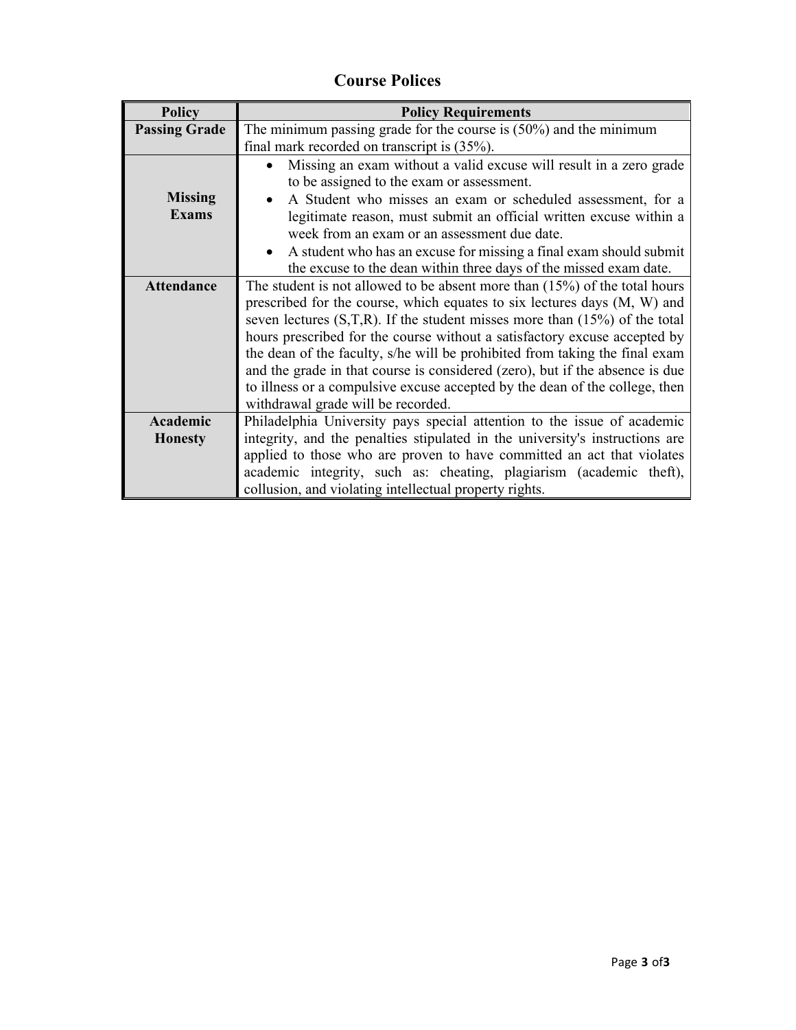## Course Polices

| Policy | Policy Requirements |
|---|---|
| **Passing Grade** | The minimum passing grade for the course is (50%) and the minimum final mark recorded on transcript is (35%). |
| **Missing Exams** | • Missing an exam without a valid excuse will result in a zero grade to be assigned to the exam or assessment.<br>• A Student who misses an exam or scheduled assessment, for a legitimate reason, must submit an official written excuse within a week from an exam or an assessment due date.<br>• A student who has an excuse for missing a final exam should submit the excuse to the dean within three days of the missed exam date. |
| **Attendance** | The student is not allowed to be absent more than (15%) of the total hours prescribed for the course, which equates to six lectures days (M, W) and seven lectures (S,T,R). If the student misses more than (15%) of the total hours prescribed for the course without a satisfactory excuse accepted by the dean of the faculty, s/he will be prohibited from taking the final exam and the grade in that course is considered (zero), but if the absence is due to illness or a compulsive excuse accepted by the dean of the college, then withdrawal grade will be recorded. |
| **Academic Honesty** | Philadelphia University pays special attention to the issue of academic integrity, and the penalties stipulated in the university's instructions are applied to those who are proven to have committed an act that violates academic integrity, such as: cheating, plagiarism (academic theft), collusion, and violating intellectual property rights. |